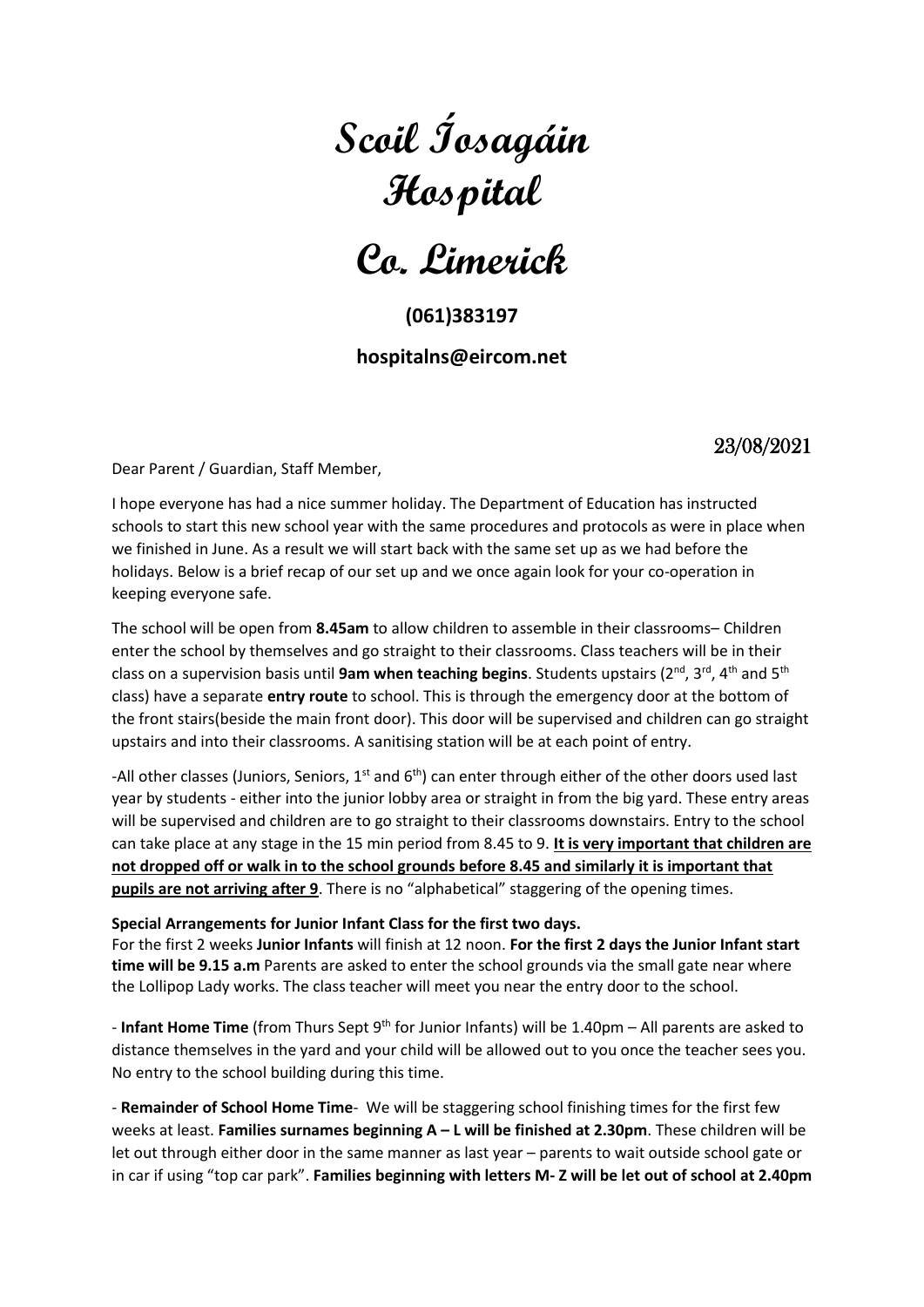# Scoil Íosagáin
# Hospital
# Co. Limerick

**(061)383197**

**hospitalns@eircom.net**

23/08/2021

Dear Parent / Guardian, Staff Member,

I hope everyone has had a nice summer holiday. The Department of Education has instructed schools to start this new school year with the same procedures and protocols as were in place when we finished in June. As a result we will start back with the same set up as we had before the holidays. Below is a brief recap of our set up and we once again look for your co-operation in keeping everyone safe.

The school will be open from **8.45am** to allow children to assemble in their classrooms– Children enter the school by themselves and go straight to their classrooms. Class teachers will be in their class on a supervision basis until **9am when teaching begins**. Students upstairs (2nd, 3rd, 4th and 5th class) have a separate **entry route** to school. This is through the emergency door at the bottom of the front stairs(beside the main front door). This door will be supervised and children can go straight upstairs and into their classrooms. A sanitising station will be at each point of entry.

-All other classes (Juniors, Seniors, 1st and 6th) can enter through either of the other doors used last year by students - either into the junior lobby area or straight in from the big yard. These entry areas will be supervised and children are to go straight to their classrooms downstairs. Entry to the school can take place at any stage in the 15 min period from 8.45 to 9. **<u>It is very important that children are not dropped off or walk in to the school grounds before 8.45 and similarly it is important that pupils are not arriving after 9</u>**. There is no "alphabetical" staggering of the opening times.

**Special Arrangements for Junior Infant Class for the first two days.**
For the first 2 weeks **Junior Infants** will finish at 12 noon. **For the first 2 days the Junior Infant start time will be 9.15 a.m** Parents are asked to enter the school grounds via the small gate near where the Lollipop Lady works. The class teacher will meet you near the entry door to the school.

- **Infant Home Time** (from Thurs Sept 9th for Junior Infants) will be 1.40pm – All parents are asked to distance themselves in the yard and your child will be allowed out to you once the teacher sees you. No entry to the school building during this time.

- **Remainder of School Home Time**- We will be staggering school finishing times for the first few weeks at least. **Families surnames beginning A – L will be finished at 2.30pm**. These children will be let out through either door in the same manner as last year – parents to wait outside school gate or in car if using "top car park". **Families beginning with letters M- Z will be let out of school at 2.40pm**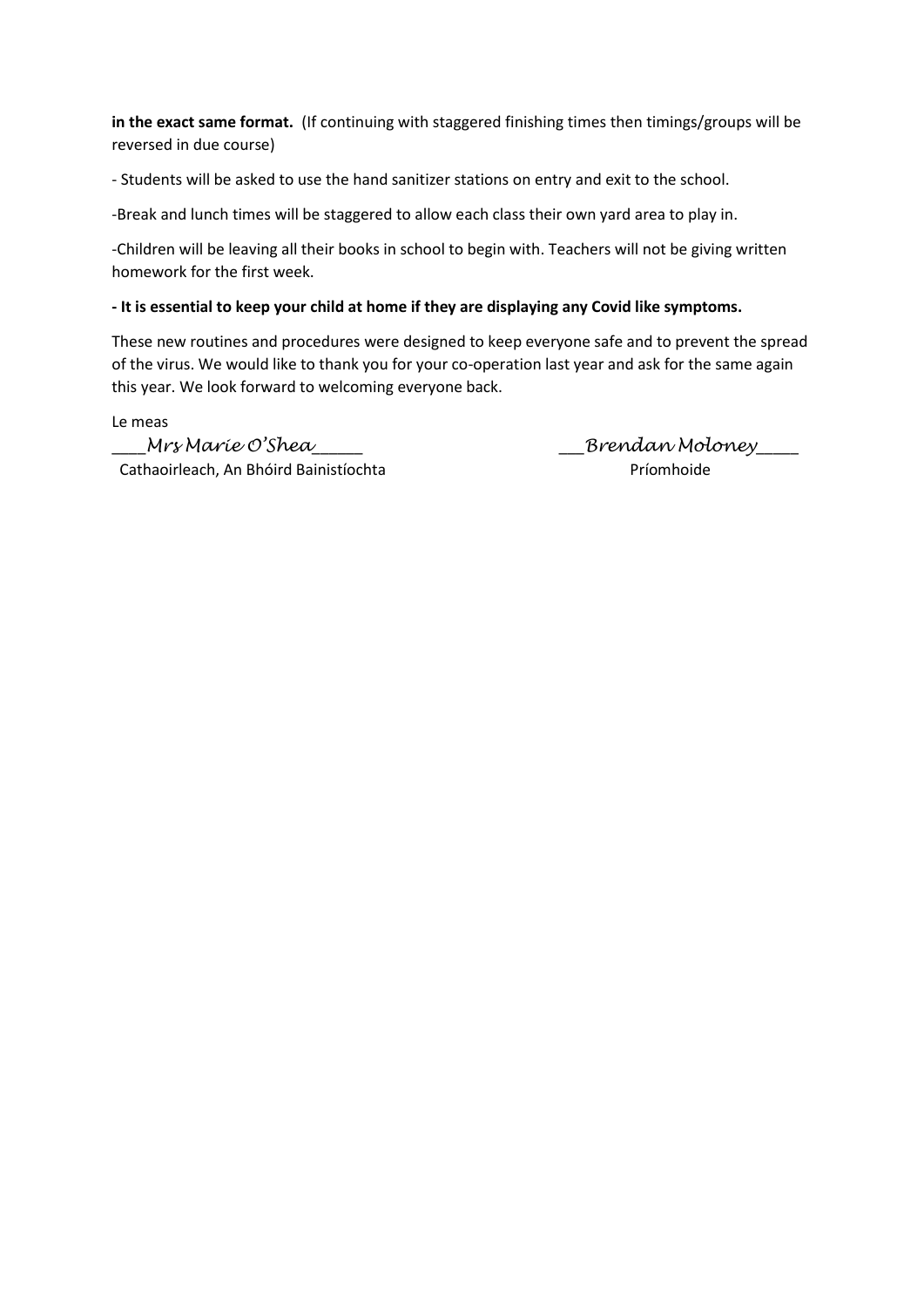**in the exact same format.** (If continuing with staggered finishing times then timings/groups will be reversed in due course)

- Students will be asked to use the hand sanitizer stations on entry and exit to the school.

-Break and lunch times will be staggered to allow each class their own yard area to play in.

-Children will be leaving all their books in school to begin with. Teachers will not be giving written homework for the first week.

**- It is essential to keep your child at home if they are displaying any Covid like symptoms.**

These new routines and procedures were designed to keep everyone safe and to prevent the spread of the virus. We would like to thank you for your co-operation last year and ask for the same again this year. We look forward to welcoming everyone back.

Le meas

____*Mrs Marie O'Shea*_____ ___*Brendan Moloney*____

Cathaoirleach, An Bhóird Bainistíochta Príomhoide